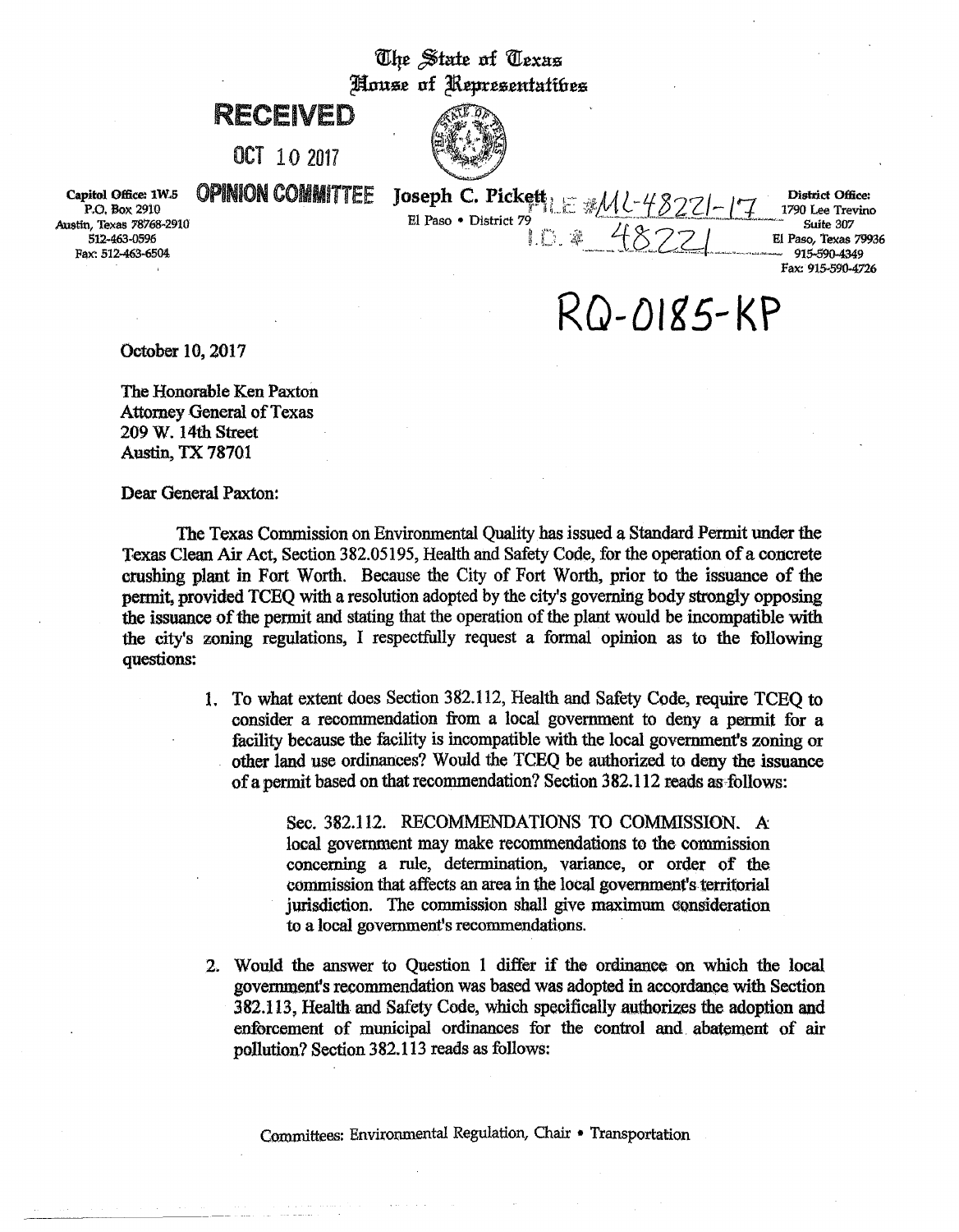The State of Texas
House of Representatives

**RECEIVED**

OCT 10 2017

**OPINION COMMITTEE**

Capitol Office: 1W.5
P.O. Box 2910
Austin, Texas 78768-2910
512-463-0596
Fax: 512-463-6504

**Joseph C. Pickett**
El Paso • District 79

FILE #ML-48221-17
I.D. # 48221

District Office:
1790 Lee Trevino
Suite 307
El Paso, Texas 79936
915-590-4349
Fax: 915-590-4726

# RQ-0185-KP

October 10, 2017

The Honorable Ken Paxton
Attorney General of Texas
209 W. 14th Street
Austin, TX 78701

Dear General Paxton:

The Texas Commission on Environmental Quality has issued a Standard Permit under the Texas Clean Air Act, Section 382.05195, Health and Safety Code, for the operation of a concrete crushing plant in Fort Worth. Because the City of Fort Worth, prior to the issuance of the permit, provided TCEQ with a resolution adopted by the city's governing body strongly opposing the issuance of the permit and stating that the operation of the plant would be incompatible with the city's zoning regulations, I respectfully request a formal opinion as to the following questions:

1. To what extent does Section 382.112, Health and Safety Code, require TCEQ to consider a recommendation from a local government to deny a permit for a facility because the facility is incompatible with the local government's zoning or other land use ordinances? Would the TCEQ be authorized to deny the issuance of a permit based on that recommendation? Section 382.112 reads as follows:

   > Sec. 382.112. RECOMMENDATIONS TO COMMISSION. A local government may make recommendations to the commission concerning a rule, determination, variance, or order of the commission that affects an area in the local government's territorial jurisdiction. The commission shall give maximum consideration to a local government's recommendations.

2. Would the answer to Question 1 differ if the ordinance on which the local government's recommendation was based was adopted in accordance with Section 382.113, Health and Safety Code, which specifically authorizes the adoption and enforcement of municipal ordinances for the control and abatement of air pollution? Section 382.113 reads as follows:

Committees: Environmental Regulation, Chair • Transportation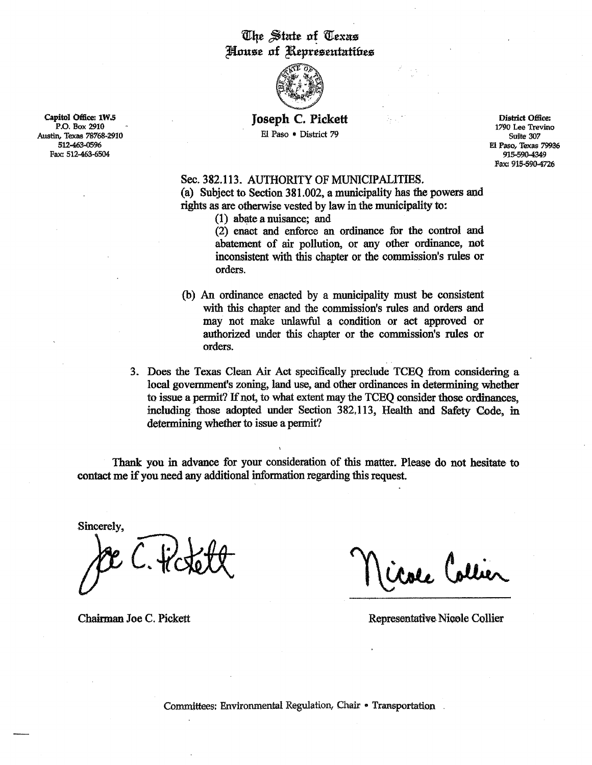The State of Texas
House of Representatives

**Joseph C. Pickett**

El Paso • District 79

**Capitol Office: 1W.5**
P.O. Box 2910
Austin, Texas 78768-2910
512-463-0596
Fax: 512-463-6504

**District Office:**
1790 Lee Trevino
Suite 307
El Paso, Texas 79936
915-590-4349
Fax: 915-590-4726

Sec. 382.113. AUTHORITY OF MUNICIPALITIES.

(a) Subject to Section 381.002, a municipality has the powers and rights as are otherwise vested by law in the municipality to:

> (1) abate a nuisance; and
>
> (2) enact and enforce an ordinance for the control and abatement of air pollution, or any other ordinance, not inconsistent with this chapter or the commission's rules or orders.

(b) An ordinance enacted by a municipality must be consistent with this chapter and the commission's rules and orders and may not make unlawful a condition or act approved or authorized under this chapter or the commission's rules or orders.

3. Does the Texas Clean Air Act specifically preclude TCEQ from considering a local government's zoning, land use, and other ordinances in determining whether to issue a permit? If not, to what extent may the TCEQ consider those ordinances, including those adopted under Section 382.113, Health and Safety Code, in determining whether to issue a permit?

Thank you in advance for your consideration of this matter. Please do not hesitate to contact me if you need any additional information regarding this request.

Sincerely,

Joe C. Pickett

Chairman Joe C. Pickett

Nicole Collier

Representative Nicole Collier

Committees: Environmental Regulation, Chair • Transportation